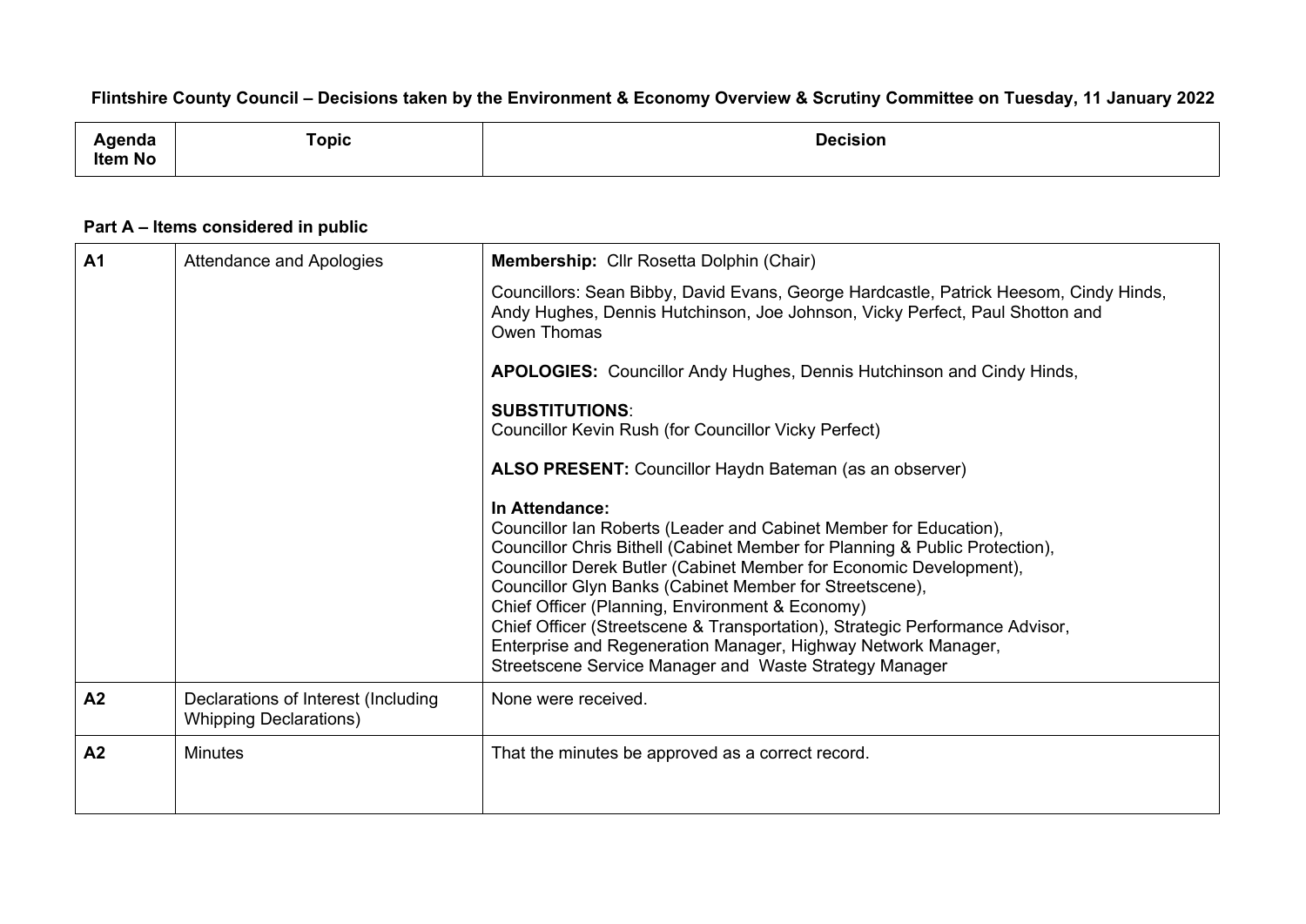**Flintshire County Council – Decisions taken by the Environment & Economy Overview & Scrutiny Committee on Tuesday, 11 January 2022**

| Agenda Item No | Topic | Decision |
|---|---|---|

**Part A – Items considered in public**

| Agenda Item No | Topic | Decision |
|---|---|---|
| **A1** | Attendance and Apologies | **Membership:** Cllr Rosetta Dolphin (Chair)<br><br>Councillors: Sean Bibby, David Evans, George Hardcastle, Patrick Heesom, Cindy Hinds, Andy Hughes, Dennis Hutchinson, Joe Johnson, Vicky Perfect, Paul Shotton and Owen Thomas<br><br>**APOLOGIES:** Councillor Andy Hughes, Dennis Hutchinson and Cindy Hinds,<br><br>**SUBSTITUTIONS**:<br>Councillor Kevin Rush (for Councillor Vicky Perfect)<br><br>**ALSO PRESENT:** Councillor Haydn Bateman (as an observer)<br><br>**In Attendance:**<br>Councillor Ian Roberts (Leader and Cabinet Member for Education),<br>Councillor Chris Bithell (Cabinet Member for Planning & Public Protection),<br>Councillor Derek Butler (Cabinet Member for Economic Development),<br>Councillor Glyn Banks (Cabinet Member for Streetscene),<br>Chief Officer (Planning, Environment & Economy)<br>Chief Officer (Streetscene & Transportation), Strategic Performance Advisor,<br>Enterprise and Regeneration Manager, Highway Network Manager,<br>Streetscene Service Manager and Waste Strategy Manager |
| **A2** | Declarations of Interest (Including Whipping Declarations) | None were received. |
| **A2** | Minutes | That the minutes be approved as a correct record. |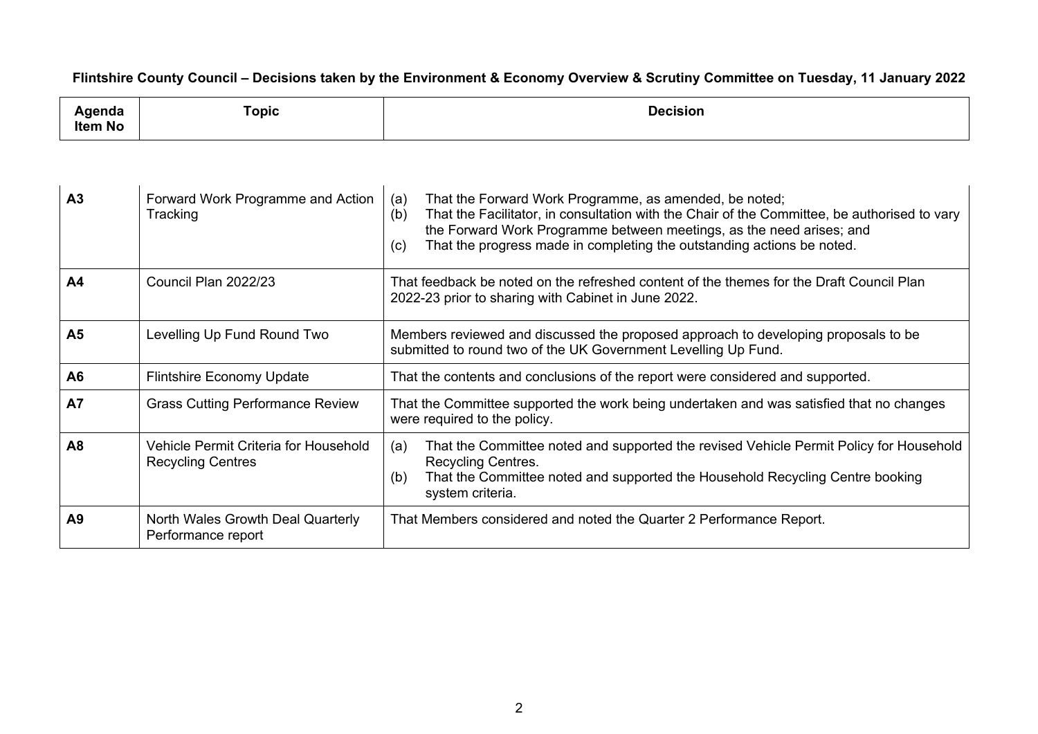**Flintshire County Council – Decisions taken by the Environment & Economy Overview & Scrutiny Committee on Tuesday, 11 January 2022**

| Agenda Item No | Topic | Decision |
|---|---|---|
| **A3** | Forward Work Programme and Action Tracking | (a) That the Forward Work Programme, as amended, be noted;<br>(b) That the Facilitator, in consultation with the Chair of the Committee, be authorised to vary the Forward Work Programme between meetings, as the need arises; and<br>(c) That the progress made in completing the outstanding actions be noted. |
| **A4** | Council Plan 2022/23 | That feedback be noted on the refreshed content of the themes for the Draft Council Plan 2022-23 prior to sharing with Cabinet in June 2022. |
| **A5** | Levelling Up Fund Round Two | Members reviewed and discussed the proposed approach to developing proposals to be submitted to round two of the UK Government Levelling Up Fund. |
| **A6** | Flintshire Economy Update | That the contents and conclusions of the report were considered and supported. |
| **A7** | Grass Cutting Performance Review | That the Committee supported the work being undertaken and was satisfied that no changes were required to the policy. |
| **A8** | Vehicle Permit Criteria for Household Recycling Centres | (a) That the Committee noted and supported the revised Vehicle Permit Policy for Household Recycling Centres.<br>(b) That the Committee noted and supported the Household Recycling Centre booking system criteria. |
| **A9** | North Wales Growth Deal Quarterly Performance report | That Members considered and noted the Quarter 2 Performance Report. |